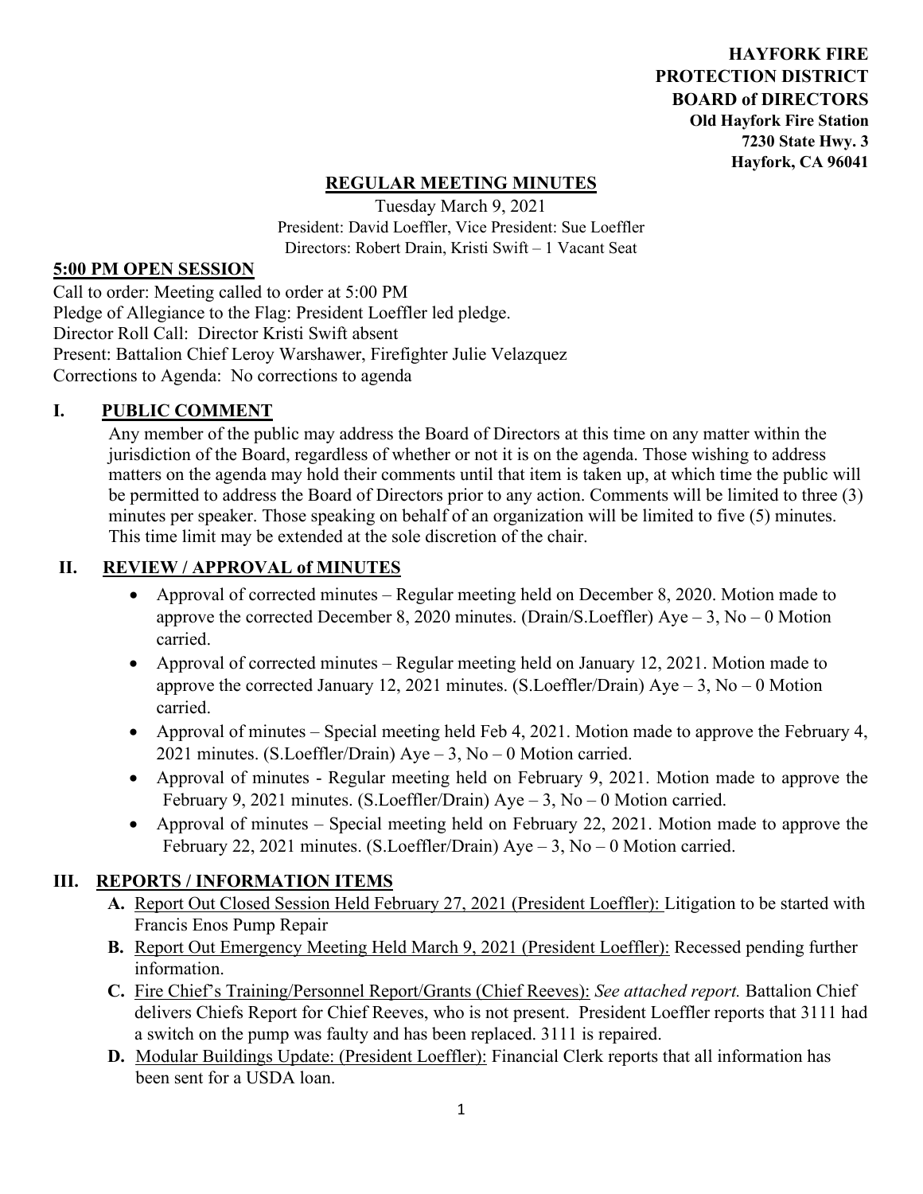**HAYFORK FIRE PROTECTION DISTRICT BOARD of DIRECTORS**
**Old Hayfork Fire Station**
**7230 State Hwy. 3**
**Hayfork, CA 96041**

# REGULAR MEETING MINUTES

Tuesday March 9, 2021
President: David Loeffler, Vice President: Sue Loeffler
Directors: Robert Drain, Kristi Swift – 1 Vacant Seat

## 5:00 PM OPEN SESSION

Call to order: Meeting called to order at 5:00 PM
Pledge of Allegiance to the Flag: President Loeffler led pledge.
Director Roll Call: Director Kristi Swift absent
Present: Battalion Chief Leroy Warshawer, Firefighter Julie Velazquez
Corrections to Agenda: No corrections to agenda

## I. PUBLIC COMMENT

Any member of the public may address the Board of Directors at this time on any matter within the jurisdiction of the Board, regardless of whether or not it is on the agenda. Those wishing to address matters on the agenda may hold their comments until that item is taken up, at which time the public will be permitted to address the Board of Directors prior to any action. Comments will be limited to three (3) minutes per speaker. Those speaking on behalf of an organization will be limited to five (5) minutes. This time limit may be extended at the sole discretion of the chair.

## II. REVIEW / APPROVAL of MINUTES

- Approval of corrected minutes – Regular meeting held on December 8, 2020. Motion made to approve the corrected December 8, 2020 minutes. (Drain/S.Loeffler) Aye – 3, No – 0 Motion carried.
- Approval of corrected minutes – Regular meeting held on January 12, 2021. Motion made to approve the corrected January 12, 2021 minutes. (S.Loeffler/Drain) Aye – 3, No – 0 Motion carried.
- Approval of minutes – Special meeting held Feb 4, 2021. Motion made to approve the February 4, 2021 minutes. (S.Loeffler/Drain) Aye – 3, No – 0 Motion carried.
- Approval of minutes - Regular meeting held on February 9, 2021. Motion made to approve the February 9, 2021 minutes. (S.Loeffler/Drain) Aye – 3, No – 0 Motion carried.
- Approval of minutes – Special meeting held on February 22, 2021. Motion made to approve the February 22, 2021 minutes. (S.Loeffler/Drain) Aye – 3, No – 0 Motion carried.

## III. REPORTS / INFORMATION ITEMS

**A.** Report Out Closed Session Held February 27, 2021 (President Loeffler): Litigation to be started with Francis Enos Pump Repair

**B.** Report Out Emergency Meeting Held March 9, 2021 (President Loeffler): Recessed pending further information.

**C.** Fire Chief's Training/Personnel Report/Grants (Chief Reeves): *See attached report.* Battalion Chief delivers Chiefs Report for Chief Reeves, who is not present. President Loeffler reports that 3111 had a switch on the pump was faulty and has been replaced. 3111 is repaired.

**D.** Modular Buildings Update: (President Loeffler): Financial Clerk reports that all information has been sent for a USDA loan.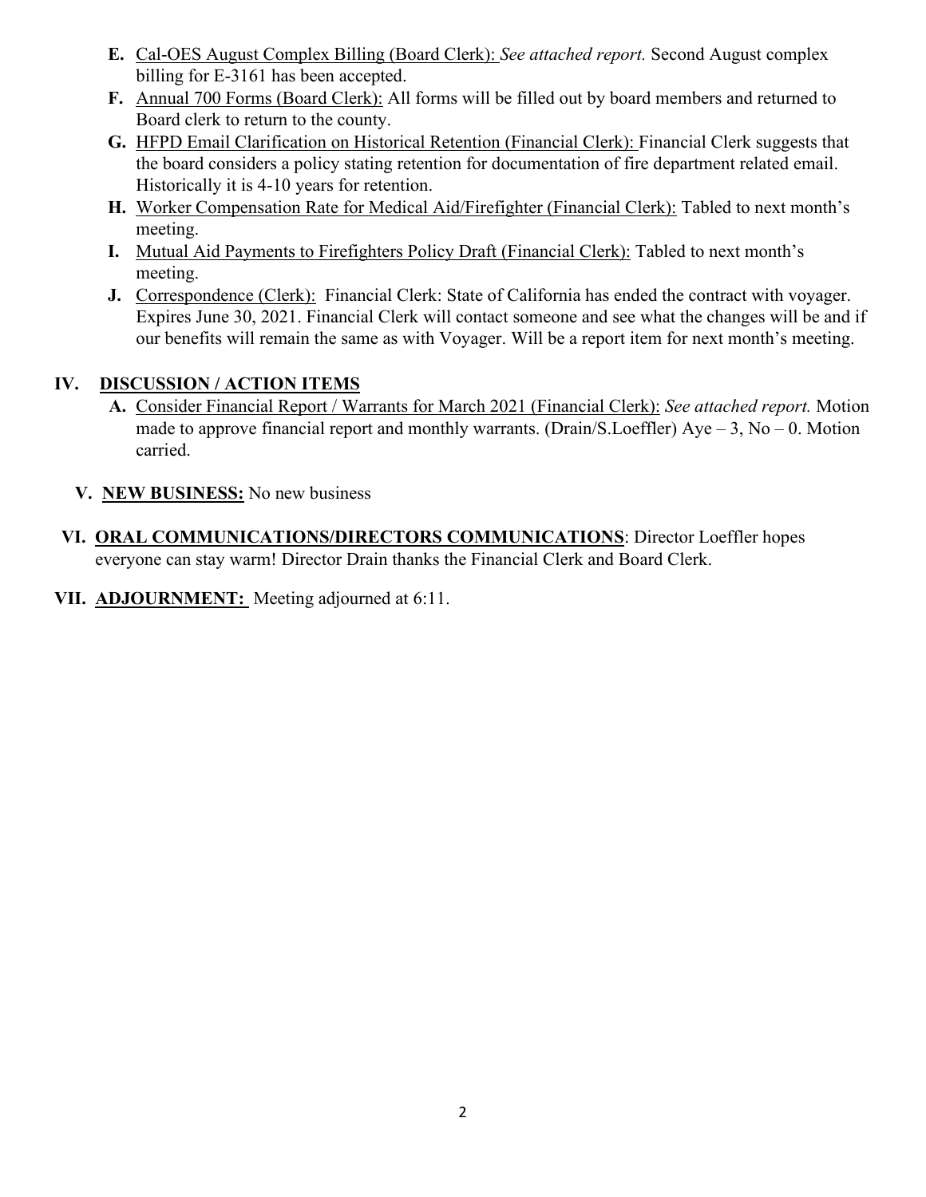**E.** Cal-OES August Complex Billing (Board Clerk): *See attached report.* Second August complex billing for E-3161 has been accepted.

**F.** Annual 700 Forms (Board Clerk): All forms will be filled out by board members and returned to Board clerk to return to the county.

**G.** HFPD Email Clarification on Historical Retention (Financial Clerk): Financial Clerk suggests that the board considers a policy stating retention for documentation of fire department related email. Historically it is 4-10 years for retention.

**H.** Worker Compensation Rate for Medical Aid/Firefighter (Financial Clerk): Tabled to next month's meeting.

**I.** Mutual Aid Payments to Firefighters Policy Draft (Financial Clerk): Tabled to next month's meeting.

**J.** Correspondence (Clerk): Financial Clerk: State of California has ended the contract with voyager. Expires June 30, 2021. Financial Clerk will contact someone and see what the changes will be and if our benefits will remain the same as with Voyager. Will be a report item for next month's meeting.

## IV. DISCUSSION / ACTION ITEMS

**A.** Consider Financial Report / Warrants for March 2021 (Financial Clerk): *See attached report.* Motion made to approve financial report and monthly warrants. (Drain/S.Loeffler) Aye – 3, No – 0. Motion carried.

## V. NEW BUSINESS: No new business

## VI. ORAL COMMUNICATIONS/DIRECTORS COMMUNICATIONS: Director Loeffler hopes everyone can stay warm! Director Drain thanks the Financial Clerk and Board Clerk.

## VII. ADJOURNMENT: Meeting adjourned at 6:11.